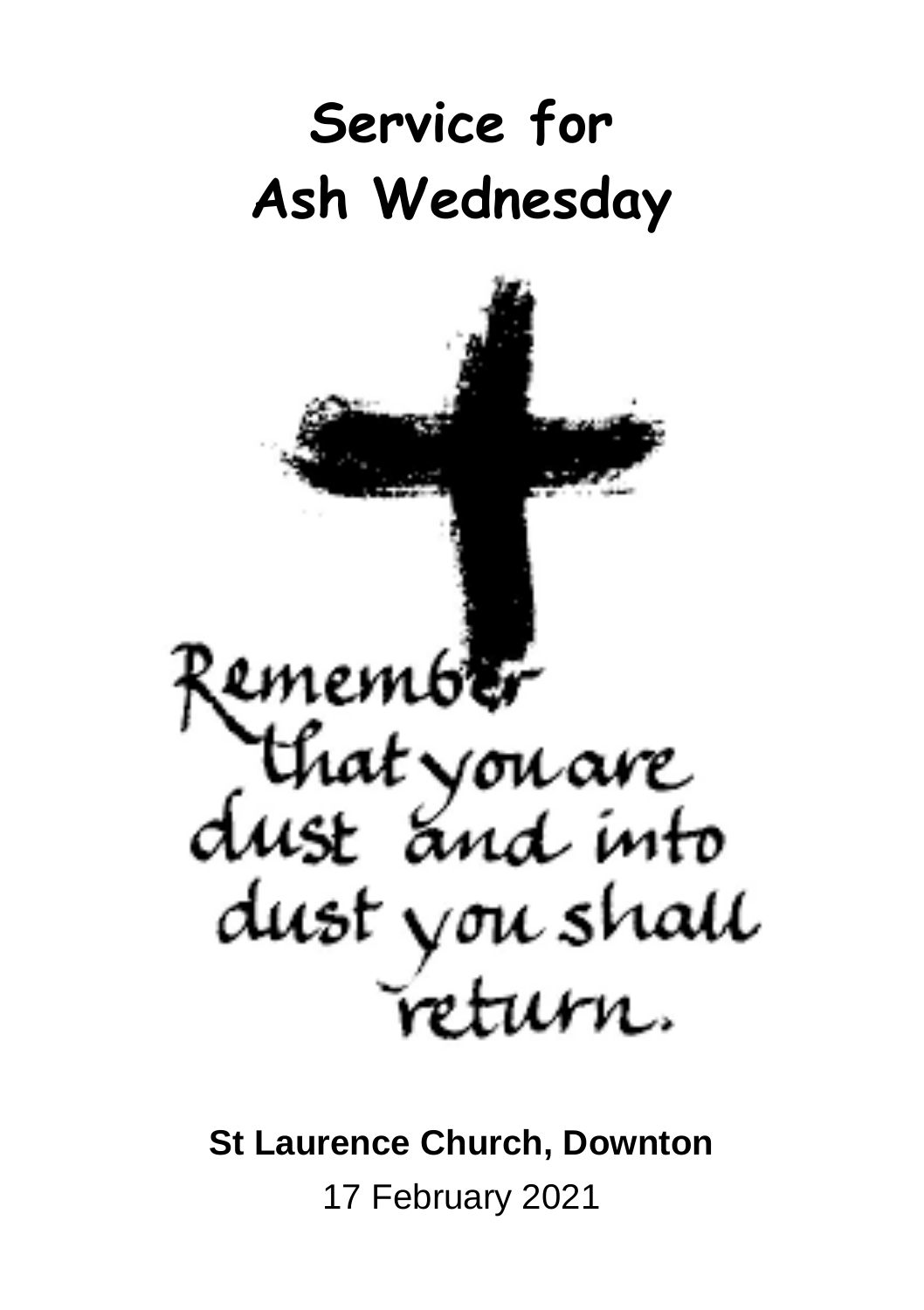# Service for Ash Wednesday

Remember that you are dust and into dust you shall return.

**St Laurence Church, Downton**

17 February 2021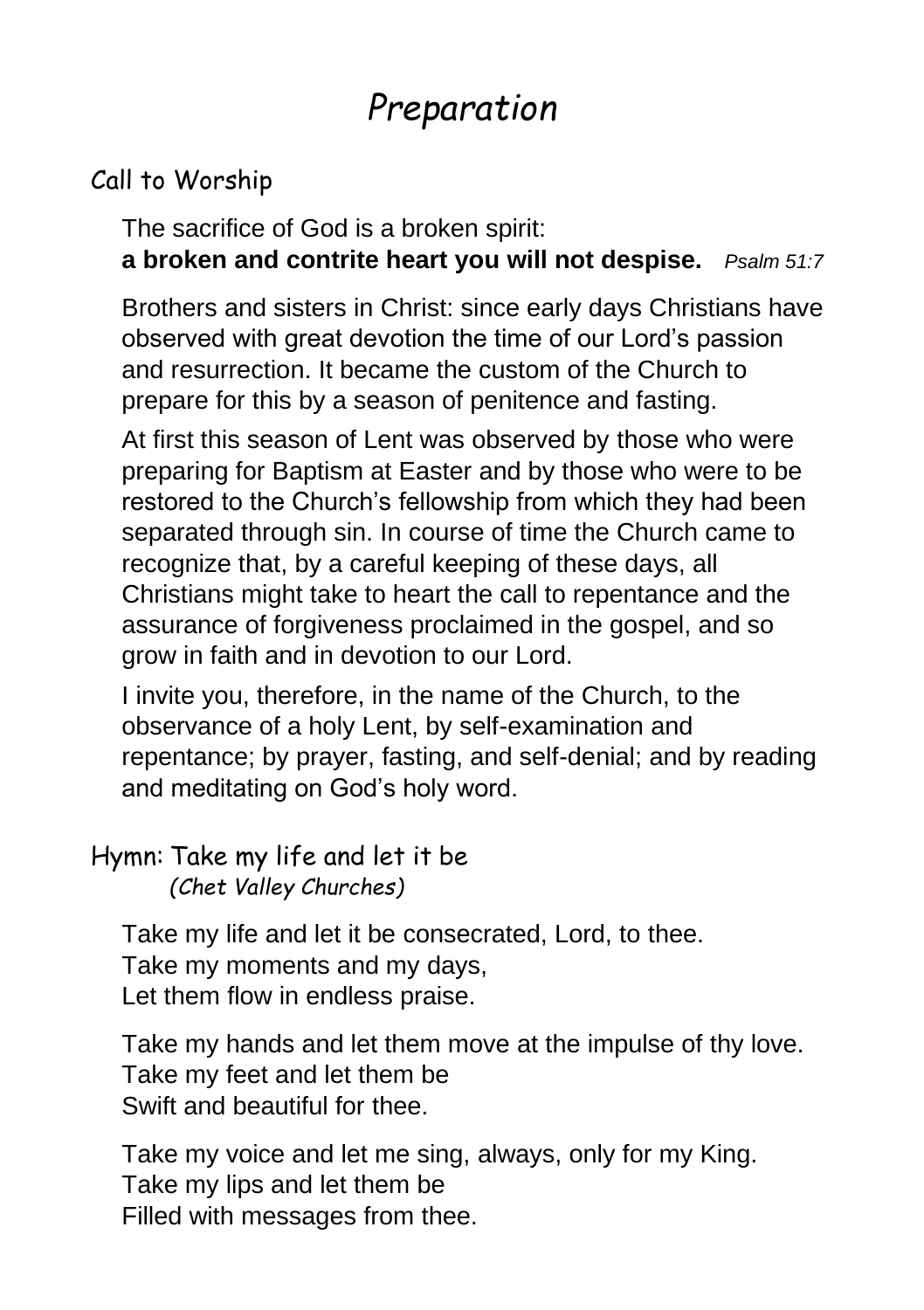# *Preparation*

## Call to Worship

The sacrifice of God is a broken spirit:
**a broken and contrite heart you will not despise.** *Psalm 51:7*

Brothers and sisters in Christ: since early days Christians have observed with great devotion the time of our Lord's passion and resurrection. It became the custom of the Church to prepare for this by a season of penitence and fasting.

At first this season of Lent was observed by those who were preparing for Baptism at Easter and by those who were to be restored to the Church's fellowship from which they had been separated through sin. In course of time the Church came to recognize that, by a careful keeping of these days, all Christians might take to heart the call to repentance and the assurance of forgiveness proclaimed in the gospel, and so grow in faith and in devotion to our Lord.

I invite you, therefore, in the name of the Church, to the observance of a holy Lent, by self-examination and repentance; by prayer, fasting, and self-denial; and by reading and meditating on God's holy word.

## Hymn: Take my life and let it be

*(Chet Valley Churches)*

Take my life and let it be consecrated, Lord, to thee.
Take my moments and my days,
Let them flow in endless praise.

Take my hands and let them move at the impulse of thy love.
Take my feet and let them be
Swift and beautiful for thee.

Take my voice and let me sing, always, only for my King.
Take my lips and let them be
Filled with messages from thee.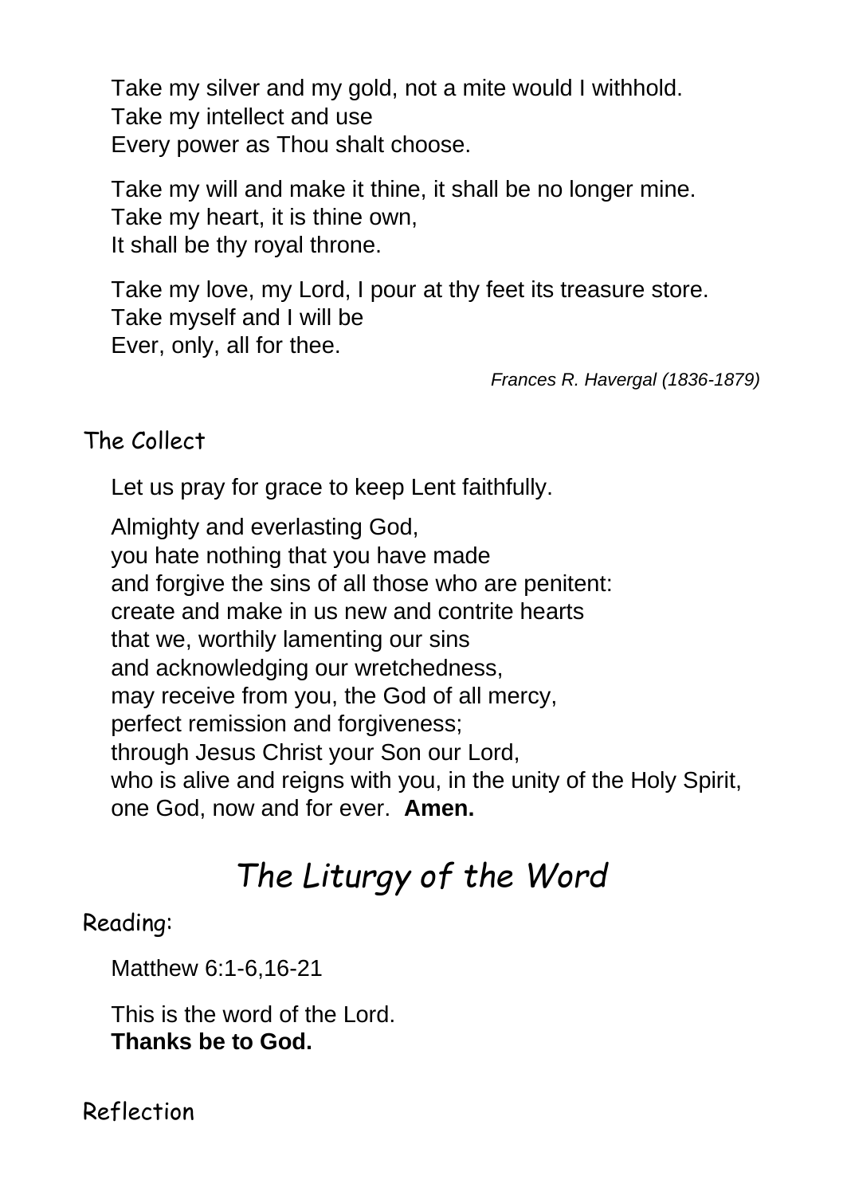Take my silver and my gold, not a mite would I withhold.
Take my intellect and use
Every power as Thou shalt choose.

Take my will and make it thine, it shall be no longer mine.
Take my heart, it is thine own,
It shall be thy royal throne.

Take my love, my Lord, I pour at thy feet its treasure store.
Take myself and I will be
Ever, only, all for thee.

*Frances R. Havergal (1836-1879)*

## The Collect

Let us pray for grace to keep Lent faithfully.

Almighty and everlasting God,
you hate nothing that you have made
and forgive the sins of all those who are penitent:
create and make in us new and contrite hearts
that we, worthily lamenting our sins
and acknowledging our wretchedness,
may receive from you, the God of all mercy,
perfect remission and forgiveness;
through Jesus Christ your Son our Lord,
who is alive and reigns with you, in the unity of the Holy Spirit,
one God, now and for ever. **Amen.**

# *The Liturgy of the Word*

## Reading:

Matthew 6:1-6,16-21

This is the word of the Lord.
**Thanks be to God.**

## Reflection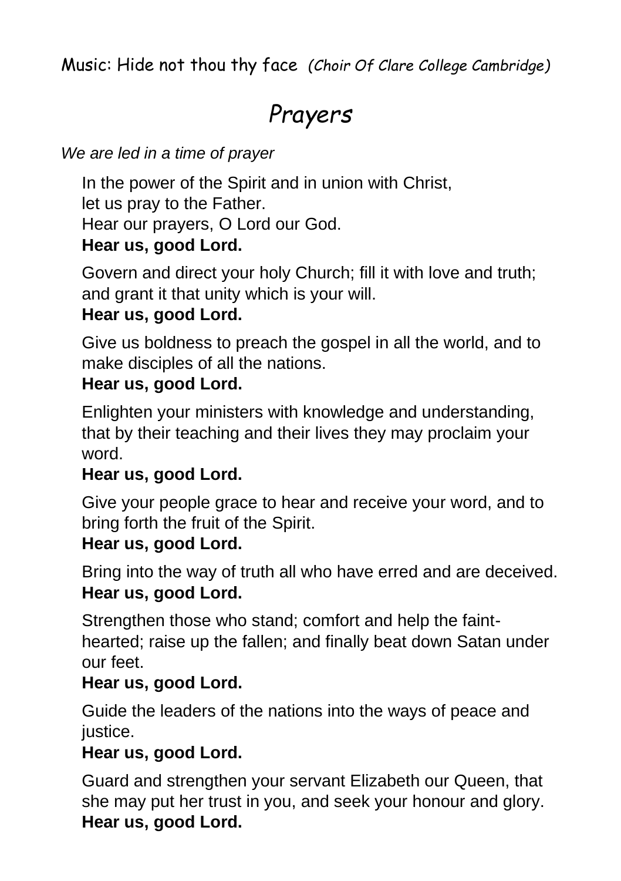Music: Hide not thou thy face *(Choir Of Clare College Cambridge)*

# *Prayers*

*We are led in a time of prayer*

In the power of the Spirit and in union with Christ,
let us pray to the Father.
Hear our prayers, O Lord our God.
**Hear us, good Lord.**

Govern and direct your holy Church; fill it with love and truth; and grant it that unity which is your will.
**Hear us, good Lord.**

Give us boldness to preach the gospel in all the world, and to make disciples of all the nations.
**Hear us, good Lord.**

Enlighten your ministers with knowledge and understanding, that by their teaching and their lives they may proclaim your word.
**Hear us, good Lord.**

Give your people grace to hear and receive your word, and to bring forth the fruit of the Spirit.
**Hear us, good Lord.**

Bring into the way of truth all who have erred and are deceived.
**Hear us, good Lord.**

Strengthen those who stand; comfort and help the faint-hearted; raise up the fallen; and finally beat down Satan under our feet.
**Hear us, good Lord.**

Guide the leaders of the nations into the ways of peace and justice.
**Hear us, good Lord.**

Guard and strengthen your servant Elizabeth our Queen, that she may put her trust in you, and seek your honour and glory.
**Hear us, good Lord.**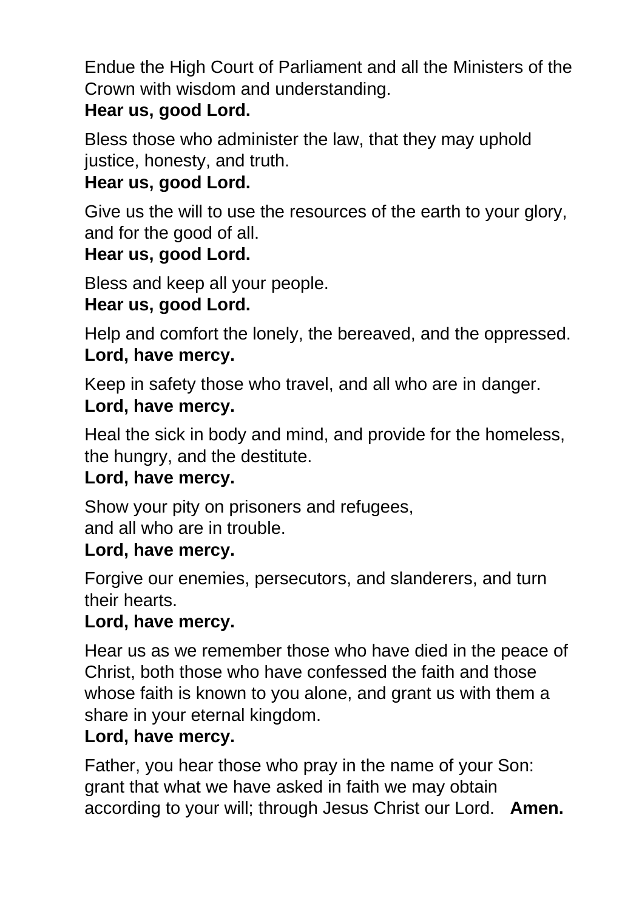Endue the High Court of Parliament and all the Ministers of the Crown with wisdom and understanding.
**Hear us, good Lord.**

Bless those who administer the law, that they may uphold justice, honesty, and truth.
**Hear us, good Lord.**

Give us the will to use the resources of the earth to your glory, and for the good of all.
**Hear us, good Lord.**

Bless and keep all your people.
**Hear us, good Lord.**

Help and comfort the lonely, the bereaved, and the oppressed.
**Lord, have mercy.**

Keep in safety those who travel, and all who are in danger.
**Lord, have mercy.**

Heal the sick in body and mind, and provide for the homeless, the hungry, and the destitute.
**Lord, have mercy.**

Show your pity on prisoners and refugees,
and all who are in trouble.
**Lord, have mercy.**

Forgive our enemies, persecutors, and slanderers, and turn their hearts.
**Lord, have mercy.**

Hear us as we remember those who have died in the peace of Christ, both those who have confessed the faith and those whose faith is known to you alone, and grant us with them a share in your eternal kingdom.
**Lord, have mercy.**

Father, you hear those who pray in the name of your Son: grant that what we have asked in faith we may obtain according to your will; through Jesus Christ our Lord. **Amen.**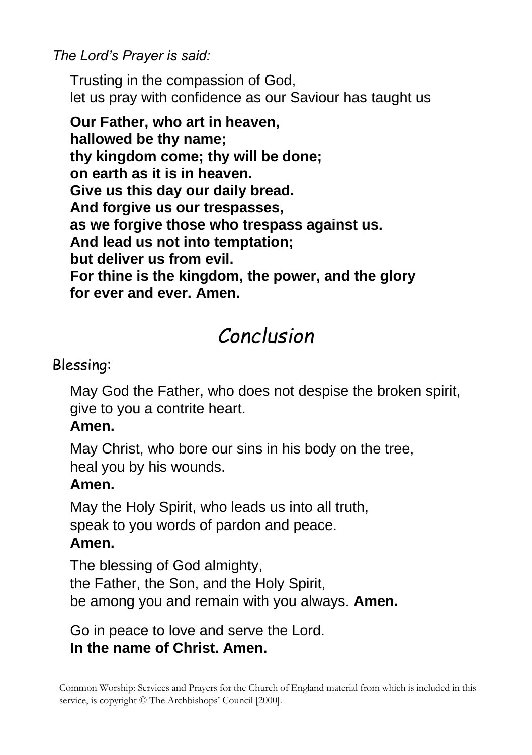*The Lord's Prayer is said:*

Trusting in the compassion of God,
let us pray with confidence as our Saviour has taught us

**Our Father, who art in heaven,**
**hallowed be thy name;**
**thy kingdom come; thy will be done;**
**on earth as it is in heaven.**
**Give us this day our daily bread.**
**And forgive us our trespasses,**
**as we forgive those who trespass against us.**
**And lead us not into temptation;**
**but deliver us from evil.**
**For thine is the kingdom, the power, and the glory**
**for ever and ever. Amen.**

# *Conclusion*

Blessing:

May God the Father, who does not despise the broken spirit,
give to you a contrite heart.
**Amen.**

May Christ, who bore our sins in his body on the tree,
heal you by his wounds.
**Amen.**

May the Holy Spirit, who leads us into all truth,
speak to you words of pardon and peace.
**Amen.**

The blessing of God almighty,
the Father, the Son, and the Holy Spirit,
be among you and remain with you always. **Amen.**

Go in peace to love and serve the Lord.
**In the name of Christ. Amen.**

Common Worship: Services and Prayers for the Church of England material from which is included in this service, is copyright © The Archbishops' Council [2000].